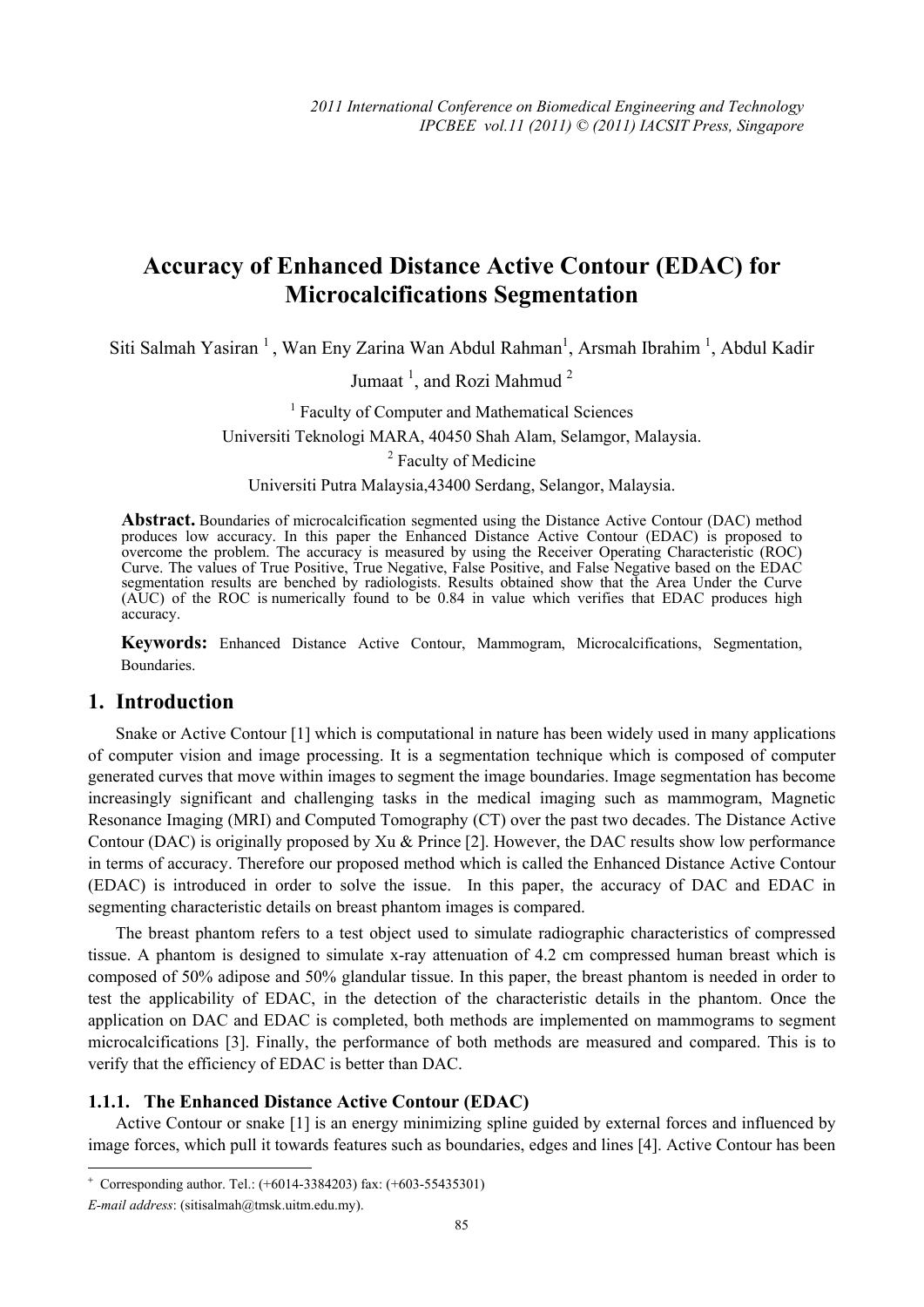# Accuracy of Enhanced Distance Active Contour (EDAC) for Microcalcifications Segmentation

Siti Salmah Yasiran [1], Wan Eny Zarina Wan Abdul Rahman[1], Arsmah Ibrahim [1], Abdul Kadir Jumaat [1], and Rozi Mahmud [2]

[1] Faculty of Computer and Mathematical Sciences
Universiti Teknologi MARA, 40450 Shah Alam, Selamgor, Malaysia.
[2] Faculty of Medicine
Universiti Putra Malaysia,43400 Serdang, Selangor, Malaysia.

**Abstract.** Boundaries of microcalcification segmented using the Distance Active Contour (DAC) method produces low accuracy. In this paper the Enhanced Distance Active Contour (EDAC) is proposed to overcome the problem. The accuracy is measured by using the Receiver Operating Characteristic (ROC) Curve. The values of True Positive, True Negative, False Positive, and False Negative based on the EDAC segmentation results are benched by radiologists. Results obtained show that the Area Under the Curve (AUC) of the ROC is numerically found to be 0.84 in value which verifies that EDAC produces high accuracy.

**Keywords:** Enhanced Distance Active Contour, Mammogram, Microcalcifications, Segmentation, Boundaries.

## 1. Introduction

Snake or Active Contour [1] which is computational in nature has been widely used in many applications of computer vision and image processing. It is a segmentation technique which is composed of computer generated curves that move within images to segment the image boundaries. Image segmentation has become increasingly significant and challenging tasks in the medical imaging such as mammogram, Magnetic Resonance Imaging (MRI) and Computed Tomography (CT) over the past two decades. The Distance Active Contour (DAC) is originally proposed by Xu & Prince [2]. However, the DAC results show low performance in terms of accuracy. Therefore our proposed method which is called the Enhanced Distance Active Contour (EDAC) is introduced in order to solve the issue. In this paper, the accuracy of DAC and EDAC in segmenting characteristic details on breast phantom images is compared.

The breast phantom refers to a test object used to simulate radiographic characteristics of compressed tissue. A phantom is designed to simulate x-ray attenuation of 4.2 cm compressed human breast which is composed of 50% adipose and 50% glandular tissue. In this paper, the breast phantom is needed in order to test the applicability of EDAC, in the detection of the characteristic details in the phantom. Once the application on DAC and EDAC is completed, both methods are implemented on mammograms to segment microcalcifications [3]. Finally, the performance of both methods are measured and compared. This is to verify that the efficiency of EDAC is better than DAC.

### 1.1.1. The Enhanced Distance Active Contour (EDAC)

Active Contour or snake [1] is an energy minimizing spline guided by external forces and influenced by image forces, which pull it towards features such as boundaries, edges and lines [4]. Active Contour has been

+ Corresponding author. Tel.: (+6014-3384203) fax: (+603-55435301)
*E-mail address*: (sitisalmah@tmsk.uitm.edu.my).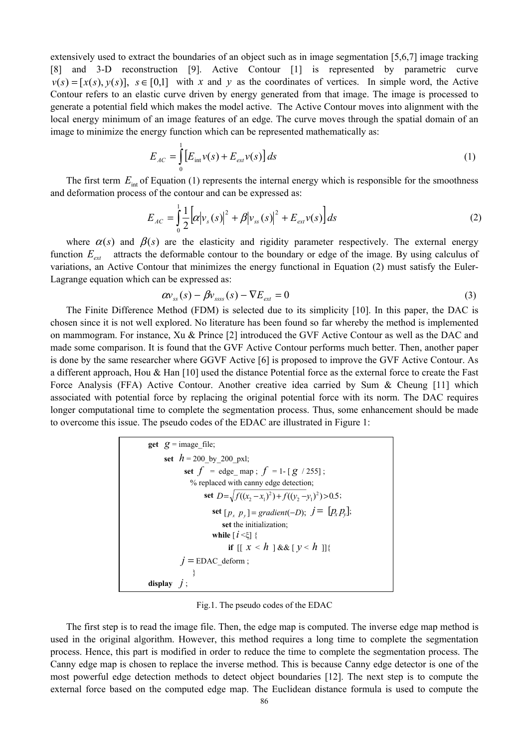extensively used to extract the boundaries of an object such as in image segmentation [5,6,7] image tracking [8] and 3-D reconstruction [9]. Active Contour [1] is represented by parametric curve $v(s) = [x(s), y(s)],\ s \in [0,1]$ with $x$ and $y$ as the coordinates of vertices. In simple word, the Active Contour refers to an elastic curve driven by energy generated from that image. The image is processed to generate a potential field which makes the model active. The Active Contour moves into alignment with the local energy minimum of an image features of an edge. The curve moves through the spatial domain of an image to minimize the energy function which can be represented mathematically as:

$$E_{AC} = \int_0^1 \left[ E_{\text{int}} v(s) + E_{ext} v(s) \right] ds \tag{1}$$

The first term $E_{\text{int}}$ of Equation (1) represents the internal energy which is responsible for the smoothness and deformation process of the contour and can be expressed as:

$$E_{AC} = \int_0^1 \frac{1}{2} \left[ \alpha |v_s(s)|^2 + \beta |v_{ss}(s)|^2 + E_{ext} v(s) \right] ds \tag{2}$$

where $\alpha(s)$ and $\beta(s)$ are the elasticity and rigidity parameter respectively. The external energy function $E_{ext}$ attracts the deformable contour to the boundary or edge of the image. By using calculus of variations, an Active Contour that minimizes the energy functional in Equation (2) must satisfy the Euler-Lagrange equation which can be expressed as:

$$\alpha v_{ss}(s) - \beta v_{ssss}(s) - \nabla E_{ext} = 0 \tag{3}$$

The Finite Difference Method (FDM) is selected due to its simplicity [10]. In this paper, the DAC is chosen since it is not well explored. No literature has been found so far whereby the method is implemented on mammogram. For instance, Xu & Prince [2] introduced the GVF Active Contour as well as the DAC and made some comparison. It is found that the GVF Active Contour performs much better. Then, another paper is done by the same researcher where GGVF Active [6] is proposed to improve the GVF Active Contour. As a different approach, Hou & Han [10] used the distance Potential force as the external force to create the Fast Force Analysis (FFA) Active Contour. Another creative idea carried by Sum & Cheung [11] which associated with potential force by replacing the original potential force with its norm. The DAC requires longer computational time to complete the segmentation process. Thus, some enhancement should be made to overcome this issue. The pseudo codes of the EDAC are illustrated in Figure 1:

```
get g = image_file;
    set h = 200_by_200_pxl;
        set f = edge_ map ; f = 1- [ g / 255] ;
          % replaced with canny edge detection;
            set D = sqrt( f((x2 - x1)^2) + f((y2 - y1)^2) ) > 0.5;
              set [px py] = gradient(-D); j = [px py];
                set the initialization;
              while [ i < ξ] {
                  if [[ x < h ] && [ y < h ]]{
      j = EDAC_deform ;
        }
display j ;
```

Fig.1. The pseudo codes of the EDAC

The first step is to read the image file. Then, the edge map is computed. The inverse edge map method is used in the original algorithm. However, this method requires a long time to complete the segmentation process. Hence, this part is modified in order to reduce the time to complete the segmentation process. The Canny edge map is chosen to replace the inverse method. This is because Canny edge detector is one of the most powerful edge detection methods to detect object boundaries [12]. The next step is to compute the external force based on the computed edge map. The Euclidean distance formula is used to compute the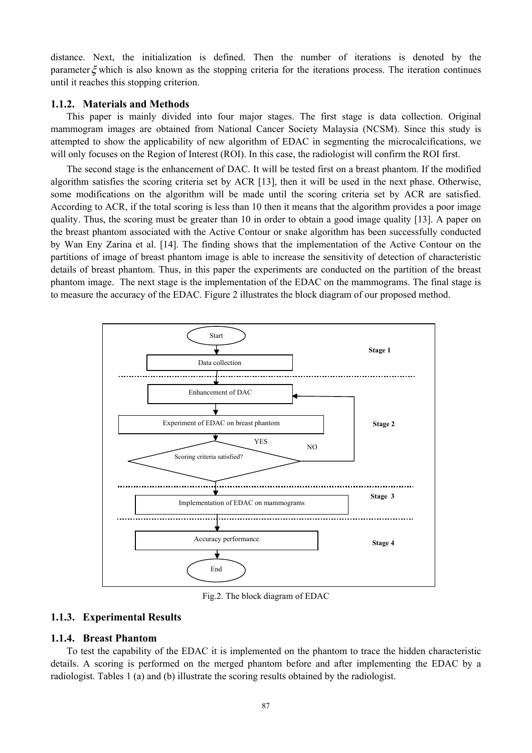distance. Next, the initialization is defined. Then the number of iterations is denoted by the parameter $\xi$ which is also known as the stopping criteria for the iterations process. The iteration continues until it reaches this stopping criterion.

### 1.1.2. Materials and Methods

This paper is mainly divided into four major stages. The first stage is data collection. Original mammogram images are obtained from National Cancer Society Malaysia (NCSM). Since this study is attempted to show the applicability of new algorithm of EDAC in segmenting the microcalcifications, we will only focuses on the Region of Interest (ROI). In this case, the radiologist will confirm the ROI first.

The second stage is the enhancement of DAC. It will be tested first on a breast phantom. If the modified algorithm satisfies the scoring criteria set by ACR [13], then it will be used in the next phase. Otherwise, some modifications on the algorithm will be made until the scoring criteria set by ACR are satisfied. According to ACR, if the total scoring is less than 10 then it means that the algorithm provides a poor image quality. Thus, the scoring must be greater than 10 in order to obtain a good image quality [13]. A paper on the breast phantom associated with the Active Contour or snake algorithm has been successfully conducted by Wan Eny Zarina et al. [14]. The finding shows that the implementation of the Active Contour on the partitions of image of breast phantom image is able to increase the sensitivity of detection of characteristic details of breast phantom. Thus, in this paper the experiments are conducted on the partition of the breast phantom image. The next stage is the implementation of the EDAC on the mammograms. The final stage is to measure the accuracy of the EDAC. Figure 2 illustrates the block diagram of our proposed method.

Start → Data collection (Stage 1) → Enhancement of DAC → Experiment of EDAC on breast phantom → Scoring criteria satisfied? (NO → Enhancement of DAC; YES → next) (Stage 2) → Implementation of EDAC on mammograms (Stage 3) → Accuracy performance (Stage 4) → End

Fig.2. The block diagram of EDAC

### 1.1.3. Experimental Results

### 1.1.4. Breast Phantom

To test the capability of the EDAC it is implemented on the phantom to trace the hidden characteristic details. A scoring is performed on the merged phantom before and after implementing the EDAC by a radiologist. Tables 1 (a) and (b) illustrate the scoring results obtained by the radiologist.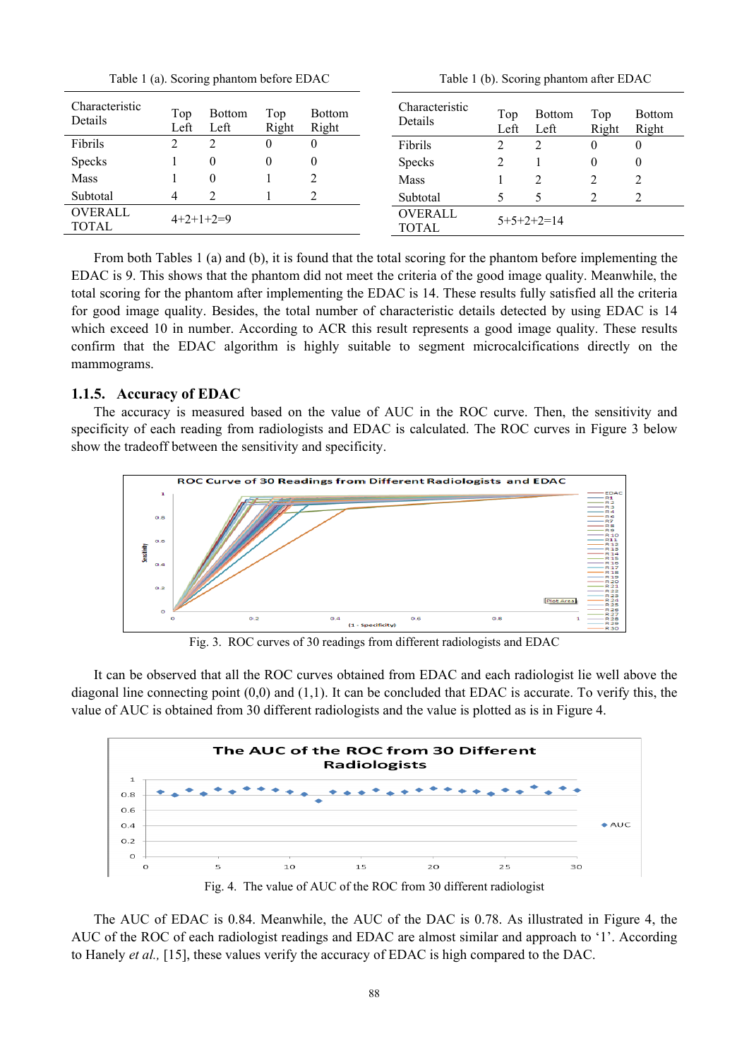Table 1 (a). Scoring phantom before EDAC

| Characteristic Details | Top Left | Bottom Left | Top Right | Bottom Right |
|---|---|---|---|---|
| Fibrils | 2 | 2 | 0 | 0 |
| Specks | 1 | 0 | 0 | 0 |
| Mass | 1 | 0 | 1 | 2 |
| Subtotal | 4 | 2 | 1 | 2 |
| OVERALL TOTAL | 4+2+1+2=9 | | | |

Table 1 (b). Scoring phantom after EDAC

| Characteristic Details | Top Left | Bottom Left | Top Right | Bottom Right |
|---|---|---|---|---|
| Fibrils | 2 | 2 | 0 | 0 |
| Specks | 2 | 1 | 0 | 0 |
| Mass | 1 | 2 | 2 | 2 |
| Subtotal | 5 | 5 | 2 | 2 |
| OVERALL TOTAL | 5+5+2+2=14 | | | |

From both Tables 1 (a) and (b), it is found that the total scoring for the phantom before implementing the EDAC is 9. This shows that the phantom did not meet the criteria of the good image quality. Meanwhile, the total scoring for the phantom after implementing the EDAC is 14. These results fully satisfied all the criteria for good image quality. Besides, the total number of characteristic details detected by using EDAC is 14 which exceed 10 in number. According to ACR this result represents a good image quality. These results confirm that the EDAC algorithm is highly suitable to segment microcalcifications directly on the mammograms.

### 1.1.5. Accuracy of EDAC

The accuracy is measured based on the value of AUC in the ROC curve. Then, the sensitivity and specificity of each reading from radiologists and EDAC is calculated. The ROC curves in Figure 3 below show the tradeoff between the sensitivity and specificity.

Fig. 3. ROC curves of 30 readings from different radiologists and EDAC

It can be observed that all the ROC curves obtained from EDAC and each radiologist lie well above the diagonal line connecting point (0,0) and (1,1). It can be concluded that EDAC is accurate. To verify this, the value of AUC is obtained from 30 different radiologists and the value is plotted as is in Figure 4.

Fig. 4. The value of AUC of the ROC from 30 different radiologist

The AUC of EDAC is 0.84. Meanwhile, the AUC of the DAC is 0.78. As illustrated in Figure 4, the AUC of the ROC of each radiologist readings and EDAC are almost similar and approach to '1'. According to Hanely *et al.,* [15], these values verify the accuracy of EDAC is high compared to the DAC.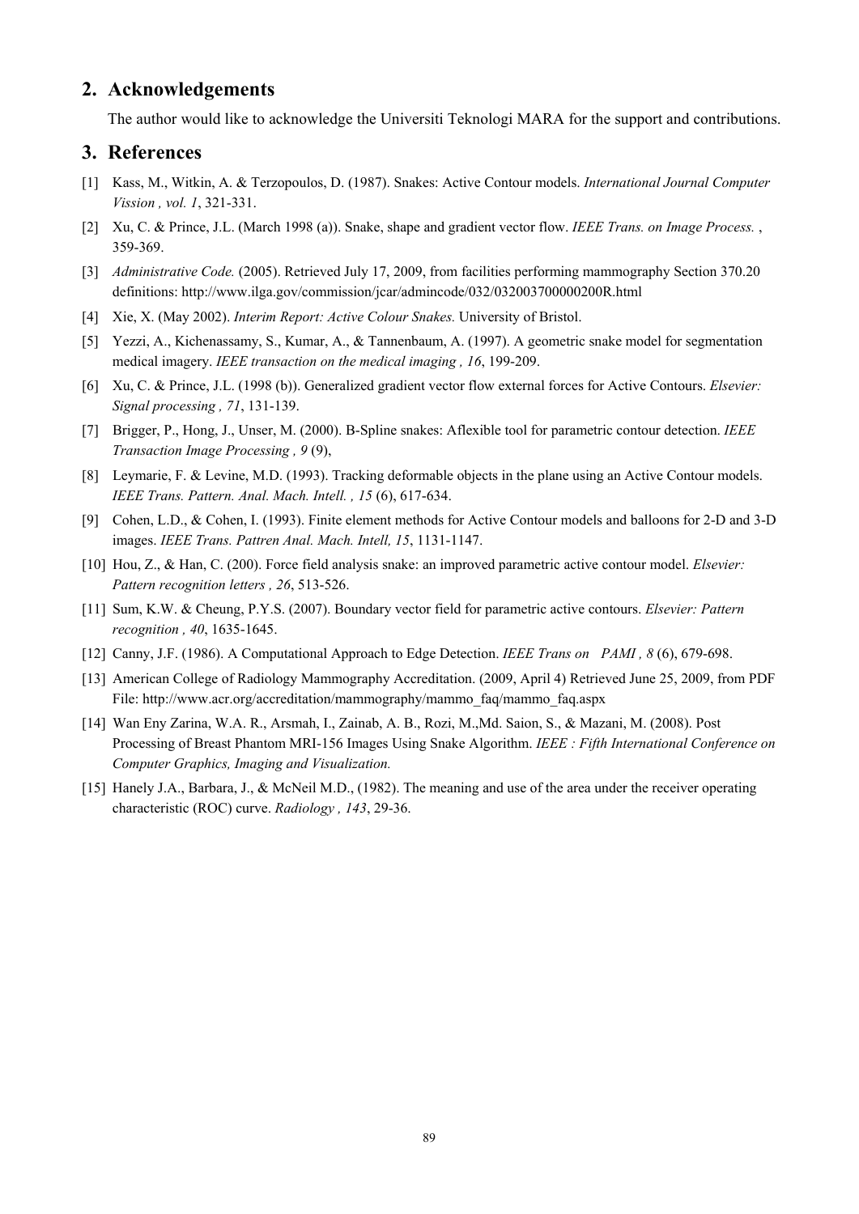## 2. Acknowledgements

The author would like to acknowledge the Universiti Teknologi MARA for the support and contributions.

## 3. References

[1] Kass, M., Witkin, A. & Terzopoulos, D. (1987). Snakes: Active Contour models. *International Journal Computer Vission , vol. 1*, 321-331.

[2] Xu, C. & Prince, J.L. (March 1998 (a)). Snake, shape and gradient vector flow. *IEEE Trans. on Image Process.* , 359-369.

[3] *Administrative Code.* (2005). Retrieved July 17, 2009, from facilities performing mammography Section 370.20 definitions: http://www.ilga.gov/commission/jcar/admincode/032/032003700000200R.html

[4] Xie, X. (May 2002). *Interim Report: Active Colour Snakes.* University of Bristol.

[5] Yezzi, A., Kichenassamy, S., Kumar, A., & Tannenbaum, A. (1997). A geometric snake model for segmentation medical imagery. *IEEE transaction on the medical imaging , 16*, 199-209.

[6] Xu, C. & Prince, J.L. (1998 (b)). Generalized gradient vector flow external forces for Active Contours. *Elsevier: Signal processing , 71*, 131-139.

[7] Brigger, P., Hong, J., Unser, M. (2000). B-Spline snakes: Aflexible tool for parametric contour detection. *IEEE Transaction Image Processing , 9* (9),

[8] Leymarie, F. & Levine, M.D. (1993). Tracking deformable objects in the plane using an Active Contour models. *IEEE Trans. Pattern. Anal. Mach. Intell. , 15* (6), 617-634.

[9] Cohen, L.D., & Cohen, I. (1993). Finite element methods for Active Contour models and balloons for 2-D and 3-D images. *IEEE Trans. Pattren Anal. Mach. Intell, 15*, 1131-1147.

[10] Hou, Z., & Han, C. (200). Force field analysis snake: an improved parametric active contour model. *Elsevier: Pattern recognition letters , 26*, 513-526.

[11] Sum, K.W. & Cheung, P.Y.S. (2007). Boundary vector field for parametric active contours. *Elsevier: Pattern recognition , 40*, 1635-1645.

[12] Canny, J.F. (1986). A Computational Approach to Edge Detection. *IEEE Trans on PAMI , 8* (6), 679-698.

[13] American College of Radiology Mammography Accreditation. (2009, April 4) Retrieved June 25, 2009, from PDF File: http://www.acr.org/accreditation/mammography/mammo_faq/mammo_faq.aspx

[14] Wan Eny Zarina, W.A. R., Arsmah, I., Zainab, A. B., Rozi, M.,Md. Saion, S., & Mazani, M. (2008). Post Processing of Breast Phantom MRI-156 Images Using Snake Algorithm. *IEEE : Fifth International Conference on Computer Graphics, Imaging and Visualization.*

[15] Hanely J.A., Barbara, J., & McNeil M.D., (1982). The meaning and use of the area under the receiver operating characteristic (ROC) curve. *Radiology , 143*, 29-36.